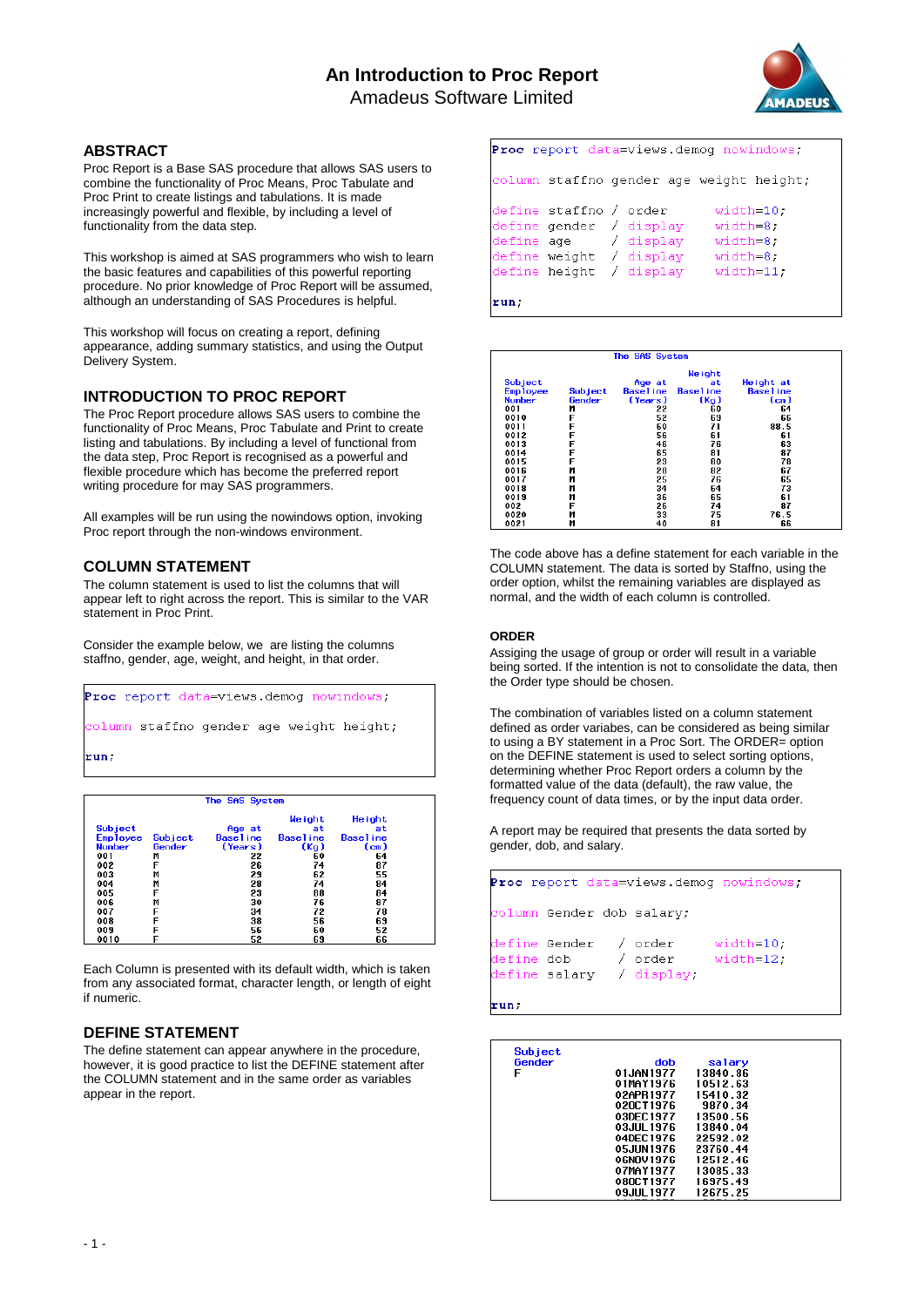# An Introduction to Proc Report

Amadeus Software Limited

## ABSTRACT

Proc Report is a Base SAS procedure that allows SAS users to combine the functionality of Proc Means, Proc Tabulate and Proc Print to create listings and tabulations. It is made increasingly powerful and flexible, by including a level of functionality from the data step.

This workshop is aimed at SAS programmers who wish to learn the basic features and capabilities of this powerful reporting procedure. No prior knowledge of Proc Report will be assumed, although an understanding of SAS Procedures is helpful.

This workshop will focus on creating a report, defining appearance, adding summary statistics, and using the Output Delivery System.

## INTRODUCTION TO PROC REPORT

The Proc Report procedure allows SAS users to combine the functionality of Proc Means, Proc Tabulate and Print to create listing and tabulations. By including a level of functional from the data step, Proc Report is recognised as a powerful and flexible procedure which has become the preferred report writing procedure for may SAS programmers.

All examples will be run using the nowindows option, invoking Proc report through the non-windows environment.

## COLUMN STATEMENT

The column statement is used to list the columns that will appear left to right across the report. This is similar to the VAR statement in Proc Print.

Consider the example below, we are listing the columns staffno, gender, age, weight, and height, in that order.

```
Proc report data=views.demog nowindows;

column staffno gender age weight height;

run;
```

```
                         The SAS System

                                        Weight     Height
Subject                      Age at       at         at
Employee   Subject         Baseline   Baseline   Baseline
Number     Gender           (Years)      (Kg)       (cm)
001        M                    22         60         64
002        F                    26         74         87
003        M                    29         62         55
004        M                    28         74         84
005        F                    23         88         84
006        M                    30         76         87
007        F                    34         72         78
008        F                    38         56         69
009        F                    56         60         52
0010       F                    52         69         66
```

Each Column is presented with its default width, which is taken from any associated format, character length, or length of eight if numeric.

## DEFINE STATEMENT

The define statement can appear anywhere in the procedure, however, it is good practice to list the DEFINE statement after the COLUMN statement and in the same order as variables appear in the report.

```
Proc report data=views.demog nowindows;

column staffno gender age weight height;

define staffno / order      width=10;
define gender  / display    width=8;
define age     / display    width=8;
define weight  / display    width=8;
define height  / display    width=11;

run;
```

```
                         The SAS System

                                        Weight
Subject                      Age at       at       Height at
Employee   Subject         Baseline   Baseline    Baseline
Number     Gender           (Years)      (Kg)        (cm)
001        M                    22         60          64
0010       F                    52         69          66
0011       F                    60         71        88.5
0012       F                    56         61          61
0013       F                    46         76          63
0014       F                    65         81          87
0015       F                    23         80          78
0016       M                    28         82          67
0017       M                    25         76          65
0018       M                    34         64          73
0019       M                    36         65          61
002        F                    26         74          87
0020       M                    33         75        76.5
0021       M                    40         81          66
```

The code above has a define statement for each variable in the COLUMN statement. The data is sorted by Staffno, using the order option, whilst the remaining variables are displayed as normal, and the width of each column is controlled.

### ORDER

Assiging the usage of group or order will result in a variable being sorted. If the intention is not to consolidate the data, then the Order type should be chosen.

The combination of variables listed on a column statement defined as order variabes, can be considered as being similar to using a BY statement in a Proc Sort. The ORDER= option on the DEFINE statement is used to select sorting options, determining whether Proc Report orders a column by the formatted value of the data (default), the raw value, the frequency count of data times, or by the input data order.

A report may be required that presents the data sorted by gender, dob, and salary.

```
Proc report data=views.demog nowindows;

column Gender dob salary;

define Gender   / order     width=10;
define dob      / order     width=12;
define salary   / display;

run;
```

```
Subject
Gender              dob        salary
F             01JAN1977      13840.86
              01MAY1976      10512.63
              02APR1977      15410.32
              02OCT1976       9870.34
              03DEC1977      13500.56
              03JUL1976      13840.04
              04DEC1976      22592.02
              05JUN1976      23760.44
              06NOV1976      12512.46
              07MAY1977      13085.33
              08OCT1977      16975.49
              09JUL1977      12675.25
```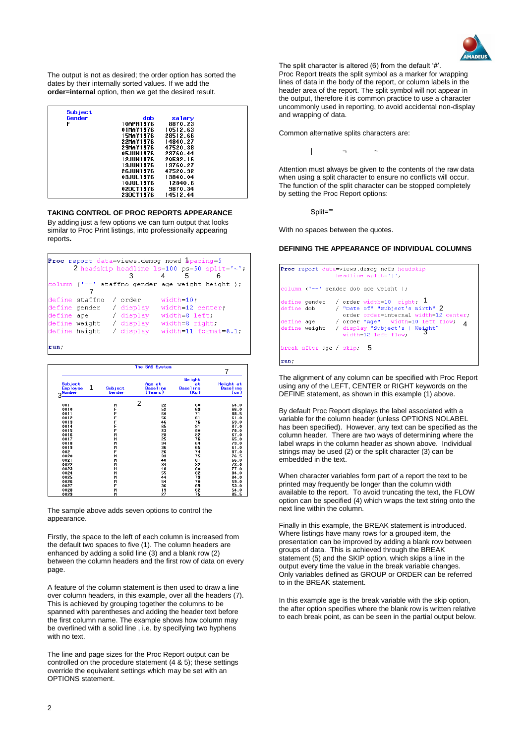The output is not as desired; the order option has sorted the dates by their internally sorted values. If we add the **order=internal** option, then we get the desired result.

```
Subject
Gender          dob      salary
F          10APR1976    8870.23
           01MAY1976   10512.63
           15MAY1976   28512.66
           22MAY1976   14840.27
           29MAY1976   47520.38
           05JUN1976   23760.44
           12JUN1976   20592.16
           19JUN1976   13760.27
           26JUN1976   47520.92
           03JUL1976   13840.04
           10JUL1976    12840.6
           02OCT1976    9870.34
           23OCT1976   14512.44
```

### TAKING CONTROL OF PROC REPORTS APPEARANCE

By adding just a few options we can turn output that looks similar to Proc Print listings, into professionally appearing reports**.**

```
Proc report data=views.demog nowd 1spacing=5
      2 headskip headline ls=100 ps=50 split='~';
                  3          4       5          6
column ('--' staffno gender age weight height );
          7
define staffno  / order      width=10;
define gender   / display    width=12 center;
define age      / display    width=8 left;
define weight   / display    width=8 right;
define height   / display    width=11 format=8.1;

run;
```

```
                              The SAS System
                                                                   7
                                                    Weight
Subject                              Age at           at        Height at
Employee    1      Subject          Baseline       Baseline      Baseline
3Number             Gender           (Years)         (Kg)          (cm)
                                2
001                  M                22             60            64.0
0010                 F                52             69            66.0
0011                 F                50             71            88.5
0012                 F                56             61            61.0
0013                 F                46             76            63.0
0014                 F                65             81            87.0
0015                 F                23             80            78.0
0016                 M                28             82            67.0
0017                 M                25             76            65.0
0018                 M                34             64            73.0
0019                 M                36             65            61.0
002                  F                26             74            87.0
0020                 M                33             75            76.5
0021                 M                40             81            56.0
0022                 M                34             82            73.0
0023                 M                48             60            77.0
0024                 M                55             82            84.0
0025                 M                44             79            84.0
0026                 M                54             70            59.0
0027                 F                36             69            53.0
0028                 M                19             62            54.0
0029                 M                27             75            85.5
```

The sample above adds seven options to control the appearance.

Firstly, the space to the left of each column is increased from the default two spaces to five (1). The column headers are enhanced by adding a solid line (3) and a blank row (2) between the column headers and the first row of data on every page.

A feature of the column statement is then used to draw a line over column headers, in this example, over all the headers (7). This is achieved by grouping together the columns to be spanned with parentheses and adding the header text before the first column name. The example shows how column may be overlined with a solid line , i.e. by specifying two hyphens with no text.

The line and page sizes for the Proc Report output can be controlled on the procedure statement (4 & 5); these settings override the equivalent settings which may be set with an OPTIONS statement.

The split character is altered (6) from the default '#'. Proc Report treats the split symbol as a marker for wrapping lines of data in the body of the report, or column labels in the header area of the report. The split symbol will not appear in the output, therefore it is common practice to use a character uncommonly used in reporting, to avoid accidental non-display and wrapping of data.

Common alternative splits characters are:

| ¬ ~

Attention must always be given to the contents of the raw data when using a split character to ensure no conflicts will occur. The function of the split character can be stopped completely by setting the Proc Report options:

Split=""

With no spaces between the quotes.

### DEFINING THE APPEARANCE OF INDIVIDUAL COLUMNS

```
Proc report data=views.demog nofs headskip
            headline split='|';

column ('--' gender dob age weight );

define gender   / order width=10  right; 1
define dob      / "Date of" "Subject's Birth" 2
                  order order=internal width=12 center;
define age      / order "Age"   width=10 left flow;  4
define weight   / display "Subject's | Weight"
                  width=12 left flow;       3

break after age / skip;   5

run;
```

The alignment of any column can be specified with Proc Report using any of the LEFT, CENTER or RIGHT keywords on the DEFINE statement, as shown in this example (1) above.

By default Proc Report displays the label associated with a variable for the column header (unless OPTIONS NOLABEL has been specified). However, any text can be specified as the column header. There are two ways of determining where the label wraps in the column header as shown above. Individual strings may be used (2) or the split character (3) can be embedded in the text.

When character variables form part of a report the text to be printed may frequently be longer than the column width available to the report. To avoid truncating the text, the FLOW option can be specified (4) which wraps the text string onto the next line within the column.

Finally in this example, the BREAK statement is introduced. Where listings have many rows for a grouped item, the presentation can be improved by adding a blank row between groups of data. This is achieved through the BREAK statement (5) and the SKIP option, which skips a line in the output every time the value in the break variable changes. Only variables defined as GROUP or ORDER can be referred to in the BREAK statement.

In this example age is the break variable with the skip option, the after option specifies where the blank row is written relative to each break point, as can be seen in the partial output below.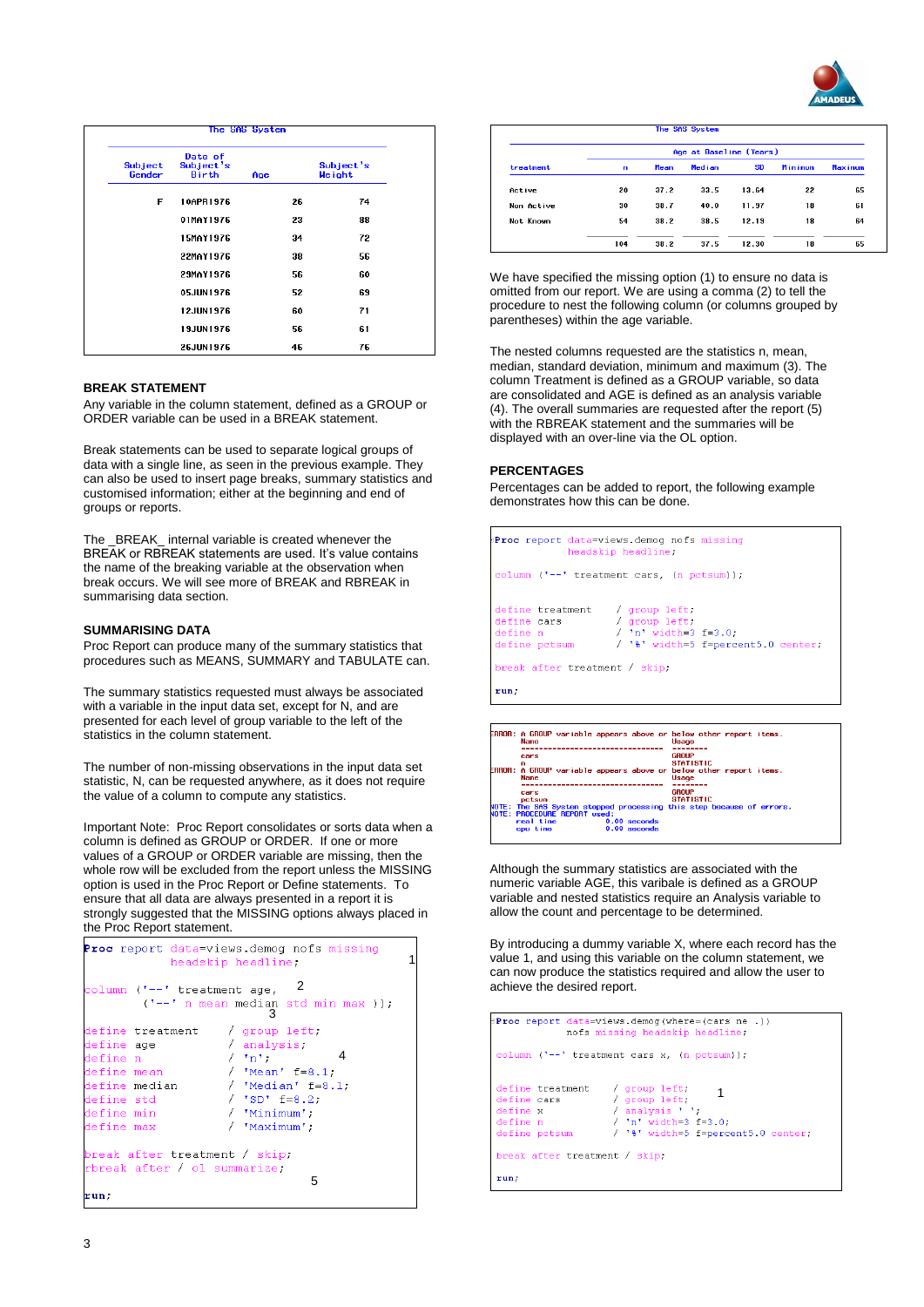| Subject Gender | Date of Subject's Birth | Age | Subject's Weight |
|---|---|---|---|
| F | 10APR1976 | 26 | 74 |
| | 01MAY1976 | 23 | 88 |
| | 15MAY1976 | 34 | 72 |
| | 22MAY1976 | 38 | 56 |
| | 29MAY1976 | 56 | 60 |
| | 05JUN1976 | 52 | 69 |
| | 12JUN1976 | 60 | 71 |
| | 19JUN1976 | 56 | 61 |
| | 26JUN1976 | 46 | 76 |

### BREAK STATEMENT

Any variable in the column statement, defined as a GROUP or ORDER variable can be used in a BREAK statement.

Break statements can be used to separate logical groups of data with a single line, as seen in the previous example. They can also be used to insert page breaks, summary statistics and customised information; either at the beginning and end of groups or reports.

The _BREAK_ internal variable is created whenever the BREAK or RBREAK statements are used. It's value contains the name of the breaking variable at the observation when break occurs. We will see more of BREAK and RBREAK in summarising data section.

### SUMMARISING DATA

Proc Report can produce many of the summary statistics that procedures such as MEANS, SUMMARY and TABULATE can.

The summary statistics requested must always be associated with a variable in the input data set, except for N, and are presented for each level of group variable to the left of the statistics in the column statement.

The number of non-missing observations in the input data set statistic, N, can be requested anywhere, as it does not require the value of a column to compute any statistics.

Important Note: Proc Report consolidates or sorts data when a column is defined as GROUP or ORDER. If one or more values of a GROUP or ORDER variable are missing, then the whole row will be excluded from the report unless the MISSING option is used in the Proc Report or Define statements. To ensure that all data are always presented in a report it is strongly suggested that the MISSING options always placed in the Proc Report statement.

```
Proc report data=views.demog nofs missing
            headskip headline;                        1

column ('--' treatment age,                  2
        ('--' n mean median std min max ));
                              3
define treatment      / group left;
define age            / analysis;
define n              / 'n';                  4
define mean           / 'Mean' f=8.1;
define median         / 'Median' f=8.1;
define std            / 'SD' f=8.2;
define min            / 'Minimum';
define max            / 'Maximum';

break after treatment / skip;
rbreak after / ol summarize;
                                              5
run;
```

| | Age at Baseline (Years) | | | | | |
|---|---|---|---|---|---|---|
| treatment | n | Mean | Median | SD | Minimum | Maximum |
| Active | 20 | 37.2 | 33.5 | 13.64 | 22 | 65 |
| Non Active | 30 | 38.7 | 40.0 | 11.97 | 18 | 61 |
| Not Known | 54 | 38.2 | 38.5 | 12.19 | 18 | 64 |
| | 104 | 38.2 | 37.5 | 12.30 | 18 | 65 |

We have specified the missing option (1) to ensure no data is omitted from our report. We are using a comma (2) to tell the procedure to nest the following column (or columns grouped by parentheses) within the age variable.

The nested columns requested are the statistics n, mean, median, standard deviation, minimum and maximum (3). The column Treatment is defined as a GROUP variable, so data are consolidated and AGE is defined as an analysis variable (4). The overall summaries are requested after the report (5) with the RBREAK statement and the summaries will be displayed with an over-line via the OL option.

### PERCENTAGES

Percentages can be added to report, the following example demonstrates how this can be done.

```
Proc report data=views.demog nofs missing
            headskip headline;

column ('--' treatment cars, (n pctsum));

define treatment    / group left;
define cars         / group left;
define n            / 'n' width=3 f=3.0;
define pctsum       / '%' width=5 f=percent5.0 center;

break after treatment / skip;

run;
```

```
ERROR: A GROUP variable appears above or below other report items.
       Name                            Usage
       ------------------------------  --------
       cars                            GROUP
       n                               STATISTIC
ERROR: A GROUP variable appears above or below other report items.
       Name                            Usage
       ------------------------------  --------
       cars                            GROUP
       pctsum                          STATISTIC
NOTE: The SAS System stopped processing this step because of errors.
NOTE: PROCEDURE REPORT used:
      real time           0.00 seconds
      cpu time            0.00 seconds
```

Although the summary statistics are associated with the numeric variable AGE, this varibale is defined as a GROUP variable and nested statistics require an Analysis variable to allow the count and percentage to be determined.

By introducing a dummy variable X, where each record has the value 1, and using this variable on the column statement, we can now produce the statistics required and allow the user to achieve the desired report.

```
Proc report data=views.demog(where=(cars ne .))
         nofs missing headskip headline;

column ('--' treatment cars x, (n pctsum));

define treatment    / group left;          1
define cars         / group left;
define x            / analysis ' ';
define n            / 'n' width=3 f=3.0;
define pctsum       / '%' width=5 f=percent5.0 center;

break after treatment / skip;

run;
```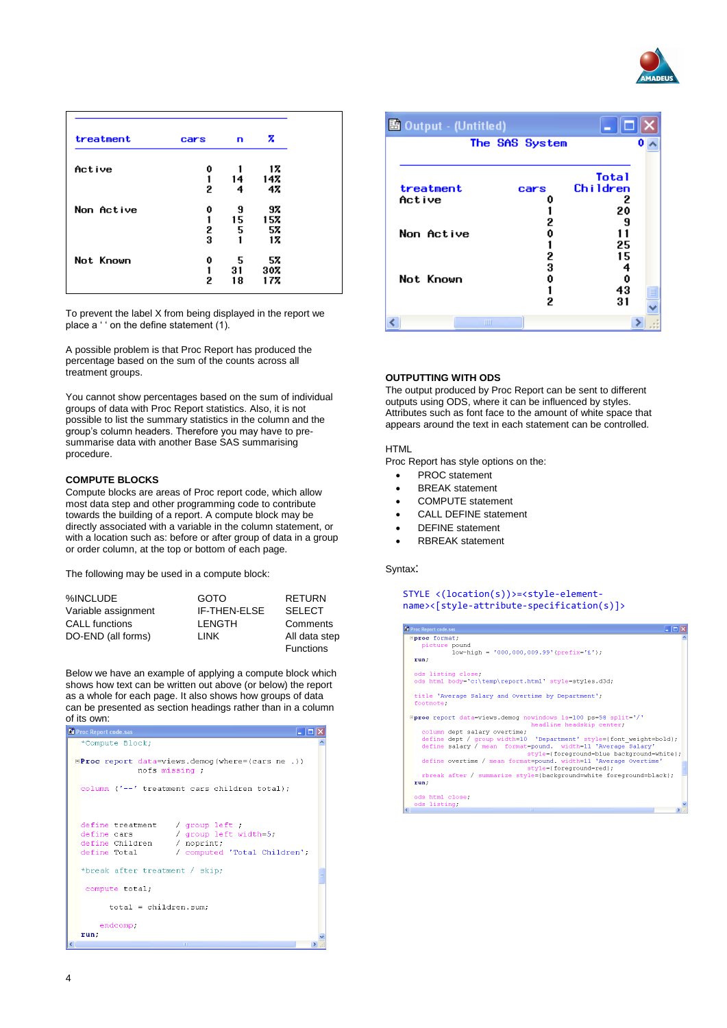| treatment | cars | n | % |
|---|---|---|---|
| Active | 0 | 1 | 1% |
| | 1 | 14 | 14% |
| | 2 | 4 | 4% |
| Non Active | 0 | 9 | 9% |
| | 1 | 15 | 15% |
| | 2 | 5 | 5% |
| | 3 | 1 | 1% |
| Not Known | 0 | 5 | 5% |
| | 1 | 31 | 30% |
| | 2 | 18 | 17% |

To prevent the label X from being displayed in the report we place a ' ' on the define statement (1).

A possible problem is that Proc Report has produced the percentage based on the sum of the counts across all treatment groups.

You cannot show percentages based on the sum of individual groups of data with Proc Report statistics. Also, it is not possible to list the summary statistics in the column and the group's column headers. Therefore you may have to pre-summarise data with another Base SAS summarising procedure.

## COMPUTE BLOCKS

Compute blocks are areas of Proc report code, which allow most data step and other programming code to contribute towards the building of a report. A compute block may be directly associated with a variable in the column statement, or with a location such as: before or after group of data in a group or order column, at the top or bottom of each page.

The following may be used in a compute block:

| | | |
|---|---|---|
| %INCLUDE | GOTO | RETURN |
| Variable assignment | IF-THEN-ELSE | SELECT |
| CALL functions | LENGTH | Comments |
| DO-END (all forms) | LINK | All data step Functions |

Below we have an example of applying a compute block which shows how text can be written out above (or below) the report as a whole for each page. It also shows how groups of data can be presented as section headings rather than in a column of its own:

```
*Compute Block;

proc report data=views.demog(where=(cars ne .))
            nofs missing ;

column ('--' treatment cars children total);


define treatment    / group left ;
define cars         / group left width=5;
define Children     / noprint;
define Total        / computed 'Total Children';

*break after treatment / skip;

 compute total;

     total = children.sum;

   endcomp;
run;
```

Output - (Untitled)

The SAS System

| treatment | cars | Total Children |
|---|---|---|
| Active | 0 | 2 |
| | 1 | 20 |
| | 2 | 9 |
| Non Active | 0 | 11 |
| | 1 | 25 |
| | 2 | 15 |
| | 3 | 4 |
| Not Known | 0 | 0 |
| | 1 | 43 |
| | 2 | 31 |

## OUTPUTTING WITH ODS

The output produced by Proc Report can be sent to different outputs using ODS, where it can be influenced by styles. Attributes such as font face to the amount of white space that appears around the text in each statement can be controlled.

HTML

Proc Report has style options on the:

- PROC statement
- BREAK statement
- COMPUTE statement
- CALL DEFINE statement
- DEFINE statement
- RBREAK statement

Syntax:

```
STYLE <(location(s))>=<style-element-name><[style-attribute-specification(s)]>
```

```
proc format;
  picture pound
      low-high = '000,000,009.99'(prefix='£');
run;

ods listing close;
ods html body='c:\temp\report.html' style=styles.d3d;

title 'Average Salary and Overtime by Department';
footnote;

proc report data=views.demog nowindows ls=100 ps=58 split='/'
            headline headskip center;

  column dept salary overtime;
  define dept / group width=10  'Department' style={font_weight=bold};
  define salary / mean  format=pound.  width=11 'Average Salary'
                        style={foreground=blue background=white};
  define overtime / mean format=pound. width=11 'Average Overtime'
                        style={foreground=red};
  rbreak after / summarize style={background=white foreground=black};
run;

ods html close;
ods listing;
```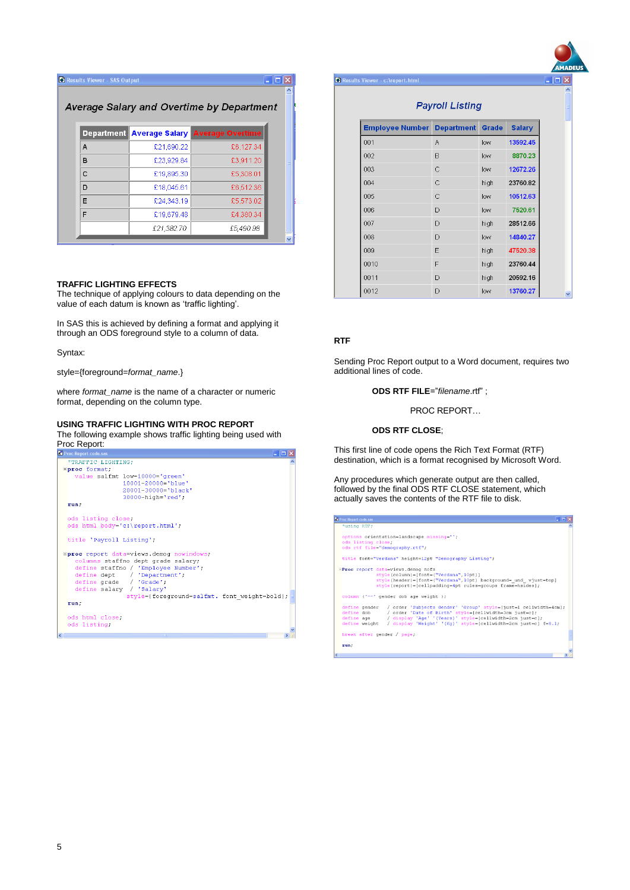**Average Salary and Overtime by Department**

| Department | Average Salary | Average Overtime |
|---|---|---|
| A | £21,890.22 | £6,127.34 |
| B | £23,929.84 | £3,911.20 |
| C | £19,895.30 | £5,308.01 |
| D | £18,045.61 | £6,512.36 |
| E | £24,343.19 | £5,573.02 |
| F | £19,679.48 | £4,380.34 |
| | £21,382.70 | £5,490.98 |

## TRAFFIC LIGHTING EFFECTS

The technique of applying colours to data depending on the value of each datum is known as 'traffic lighting'.

In SAS this is achieved by defining a format and applying it through an ODS foreground style to a column of data.

Syntax:

style={foreground=*format_name*.}

where *format_name* is the name of a character or numeric format, depending on the column type.

## USING TRAFFIC LIGHTING WITH PROC REPORT

The following example shows traffic lighting being used with Proc Report:

```
*TRAFFIC LIGHTING;
proc format;
   value salfmt low-10000='green'
                10001-20000='blue'
                20001-30000='black'
                30000-high='red';
run;

ods listing close;
ods html body='c:\report.html';

title 'Payroll Listing';

proc report data=views.demog nowindows;
   columns staffno dept grade salary;
   define staffno / 'Employee Number';
   define dept    / 'Department';
   define grade   / 'Grade';
   define salary  / 'Salary'
              style={foreground=salfmt. font_weight=bold};
run;

ods html close;
ods listing;
```

**Payroll Listing**

| Employee Number | Department | Grade | Salary |
|---|---|---|---|
| 001 | A | low | 13592.45 |
| 002 | B | low | 8870.23 |
| 003 | C | low | 12672.26 |
| 004 | C | high | 23760.82 |
| 005 | C | low | 10512.63 |
| 006 | D | low | 7520.61 |
| 007 | D | high | 28512.66 |
| 008 | D | low | 14840.27 |
| 009 | E | high | 47520.38 |
| 0010 | F | high | 23760.44 |
| 0011 | D | high | 20592.16 |
| 0012 | D | low | 13760.27 |

## RTF

Sending Proc Report output to a Word document, requires two additional lines of code.

**ODS RTF FILE=**"*filename*.rtf" ;

PROC REPORT…

**ODS RTF CLOSE**;

This first line of code opens the Rich Text Format (RTF) destination, which is a format recognised by Microsoft Word.

Any procedures which generate output are then called, followed by the final ODS RTF CLOSE statement, which actually saves the contents of the RTF file to disk.

```
*using RTF;

options orientation=landscape missing='';
ods listing close;
ods rtf file="demography.rtf";

title font="Verdana" height=12pt "Demography Listing";

proc report data=views.demog nofs
            style(column)={font=("Verdana",10pt)}
            style(header)={font=("Verdana",10pt) background=_und_ vjust=top}
            style(report)={cellpadding=4pt rules=groups frame=hsides};

column ('--' gender dob age weight );

define gender  / order 'Subjects Gender' 'Group' style={just=l cellwidth=4cm};
define dob     / order 'Date of Birth' style={cellwidth=3cm just=c};
define age     / display 'Age' '(Years)' style={cellwidth=2cm just=c};
define weight  / display 'Weight' '(Kg)' style={cellwidth=2cm just=c} f=8.1;

break after gender / page;

run;
```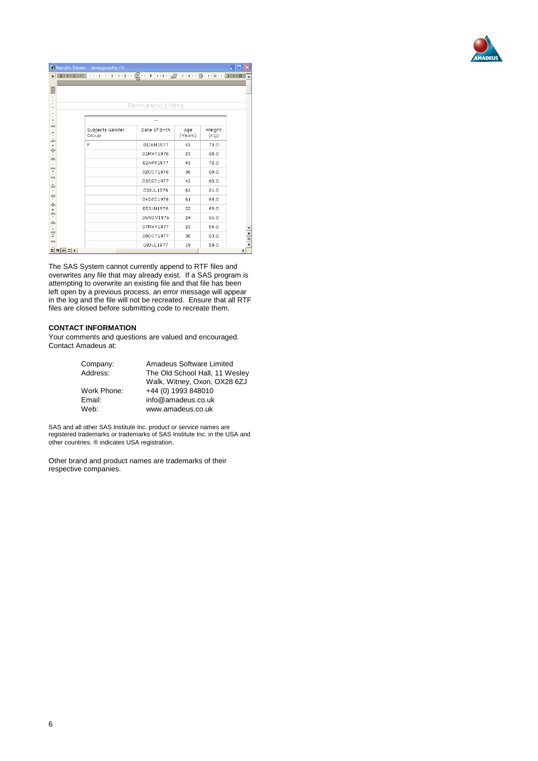Demography Listing

| Subjects Gender Group | Date of Birth | Age (Years) | Weight (Kg) |
|---|---|---|---|
| F | 01JAN1977 | 43 | 73.0 |
| | 01MAY1976 | 23 | 88.0 |
| | 02APR1977 | 45 | 72.0 |
| | 02OCT1976 | 36 | 69.0 |
| | 03DEC1977 | 42 | 60.0 |
| | 03JUL1976 | 65 | 81.0 |
| | 04DEC1976 | 61 | 69.0 |
| | 05JUN1976 | 52 | 69.0 |
| | 06NOV1976 | 24 | 65.0 |
| | 07MAY1977 | 25 | 54.0 |
| | 08OCT1977 | 30 | 63.0 |
| | 09JUL1977 | 19 | 59.0 |

The SAS System cannot currently append to RTF files and overwrites any file that may already exist. If a SAS program is attempting to overwrite an existing file and that file has been left open by a previous process, an error message will appear in the log and the file will not be recreated. Ensure that all RTF files are closed before submitting code to recreate them.

**CONTACT INFORMATION**

Your comments and questions are valued and encouraged. Contact Amadeus at:

| | |
|---|---|
| Company: | Amadeus Software Limited |
| Address: | The Old School Hall, 11 Wesley Walk, Witney, Oxon, OX28 6ZJ |
| Work Phone: | +44 (0) 1993 848010 |
| Email: | info@amadeus.co.uk |
| Web: | www.amadeus.co.uk |

SAS and all other SAS Institute Inc. product or service names are registered trademarks or trademarks of SAS Institute Inc. in the USA and other countries. ® indicates USA registration.

Other brand and product names are trademarks of their respective companies.